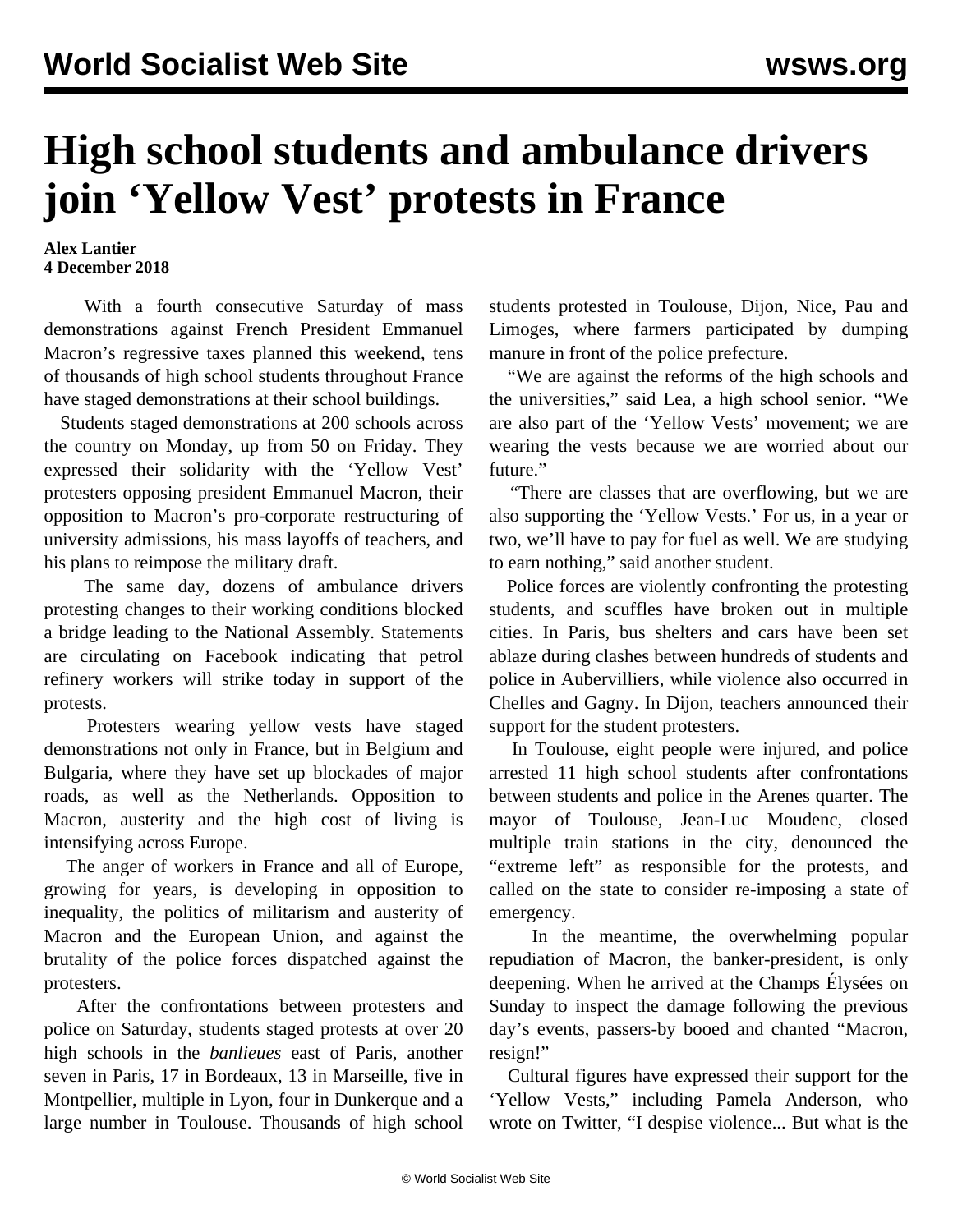# High school students and ambulance drivers join 'Yellow Vest' protests in France

**Alex Lantier**
**4 December 2018**

With a fourth consecutive Saturday of mass demonstrations against French President Emmanuel Macron's regressive taxes planned this weekend, tens of thousands of high school students throughout France have staged demonstrations at their school buildings.

Students staged demonstrations at 200 schools across the country on Monday, up from 50 on Friday. They expressed their solidarity with the 'Yellow Vest' protesters opposing president Emmanuel Macron, their opposition to Macron's pro-corporate restructuring of university admissions, his mass layoffs of teachers, and his plans to reimpose the military draft.

The same day, dozens of ambulance drivers protesting changes to their working conditions blocked a bridge leading to the National Assembly. Statements are circulating on Facebook indicating that petrol refinery workers will strike today in support of the protests.

Protesters wearing yellow vests have staged demonstrations not only in France, but in Belgium and Bulgaria, where they have set up blockades of major roads, as well as the Netherlands. Opposition to Macron, austerity and the high cost of living is intensifying across Europe.

The anger of workers in France and all of Europe, growing for years, is developing in opposition to inequality, the politics of militarism and austerity of Macron and the European Union, and against the brutality of the police forces dispatched against the protesters.

After the confrontations between protesters and police on Saturday, students staged protests at over 20 high schools in the *banlieues* east of Paris, another seven in Paris, 17 in Bordeaux, 13 in Marseille, five in Montpellier, multiple in Lyon, four in Dunkerque and a large number in Toulouse. Thousands of high school students protested in Toulouse, Dijon, Nice, Pau and Limoges, where farmers participated by dumping manure in front of the police prefecture.

"We are against the reforms of the high schools and the universities," said Lea, a high school senior. "We are also part of the 'Yellow Vests' movement; we are wearing the vests because we are worried about our future."

"There are classes that are overflowing, but we are also supporting the 'Yellow Vests.' For us, in a year or two, we'll have to pay for fuel as well. We are studying to earn nothing," said another student.

Police forces are violently confronting the protesting students, and scuffles have broken out in multiple cities. In Paris, bus shelters and cars have been set ablaze during clashes between hundreds of students and police in Aubervilliers, while violence also occurred in Chelles and Gagny. In Dijon, teachers announced their support for the student protesters.

In Toulouse, eight people were injured, and police arrested 11 high school students after confrontations between students and police in the Arenes quarter. The mayor of Toulouse, Jean-Luc Moudenc, closed multiple train stations in the city, denounced the "extreme left" as responsible for the protests, and called on the state to consider re-imposing a state of emergency.

In the meantime, the overwhelming popular repudiation of Macron, the banker-president, is only deepening. When he arrived at the Champs Élysées on Sunday to inspect the damage following the previous day's events, passers-by booed and chanted "Macron, resign!"

Cultural figures have expressed their support for the 'Yellow Vests," including Pamela Anderson, who wrote on Twitter, "I despise violence... But what is the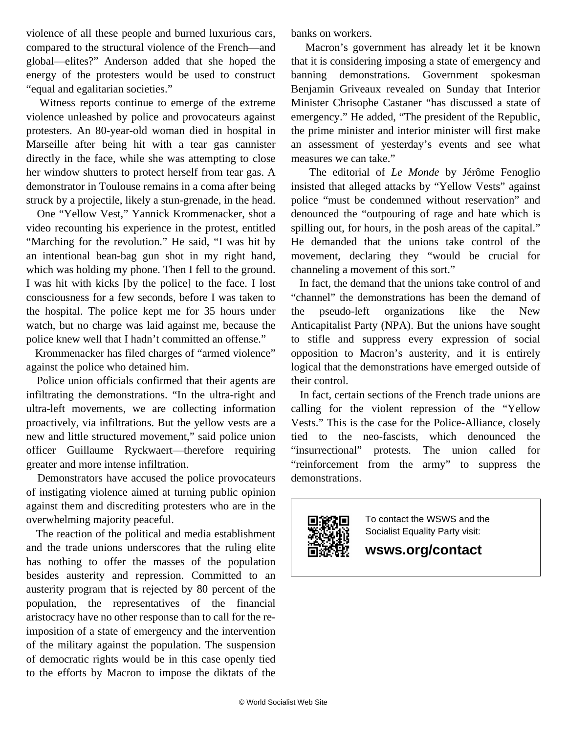violence of all these people and burned luxurious cars, compared to the structural violence of the French—and global—elites?" Anderson added that she hoped the energy of the protesters would be used to construct "equal and egalitarian societies."

Witness reports continue to emerge of the extreme violence unleashed by police and provocateurs against protesters. An 80-year-old woman died in hospital in Marseille after being hit with a tear gas cannister directly in the face, while she was attempting to close her window shutters to protect herself from tear gas. A demonstrator in Toulouse remains in a coma after being struck by a projectile, likely a stun-grenade, in the head.

One "Yellow Vest," Yannick Krommenacker, shot a video recounting his experience in the protest, entitled "Marching for the revolution." He said, "I was hit by an intentional bean-bag gun shot in my right hand, which was holding my phone. Then I fell to the ground. I was hit with kicks [by the police] to the face. I lost consciousness for a few seconds, before I was taken to the hospital. The police kept me for 35 hours under watch, but no charge was laid against me, because the police knew well that I hadn't committed an offense."

Krommenacker has filed charges of "armed violence" against the police who detained him.

Police union officials confirmed that their agents are infiltrating the demonstrations. "In the ultra-right and ultra-left movements, we are collecting information proactively, via infiltrations. But the yellow vests are a new and little structured movement," said police union officer Guillaume Ryckwaert—therefore requiring greater and more intense infiltration.

Demonstrators have accused the police provocateurs of instigating violence aimed at turning public opinion against them and discrediting protesters who are in the overwhelming majority peaceful.

The reaction of the political and media establishment and the trade unions underscores that the ruling elite has nothing to offer the masses of the population besides austerity and repression. Committed to an austerity program that is rejected by 80 percent of the population, the representatives of the financial aristocracy have no other response than to call for the re-imposition of a state of emergency and the intervention of the military against the population. The suspension of democratic rights would be in this case openly tied to the efforts by Macron to impose the diktats of the banks on workers.

Macron's government has already let it be known that it is considering imposing a state of emergency and banning demonstrations. Government spokesman Benjamin Griveaux revealed on Sunday that Interior Minister Chrisophe Castaner "has discussed a state of emergency." He added, "The president of the Republic, the prime minister and interior minister will first make an assessment of yesterday's events and see what measures we can take."

The editorial of *Le Monde* by Jérôme Fenoglio insisted that alleged attacks by "Yellow Vests" against police "must be condemned without reservation" and denounced the "outpouring of rage and hate which is spilling out, for hours, in the posh areas of the capital." He demanded that the unions take control of the movement, declaring they "would be crucial for channeling a movement of this sort."

In fact, the demand that the unions take control of and "channel" the demonstrations has been the demand of the pseudo-left organizations like the New Anticapitalist Party (NPA). But the unions have sought to stifle and suppress every expression of social opposition to Macron's austerity, and it is entirely logical that the demonstrations have emerged outside of their control.

In fact, certain sections of the French trade unions are calling for the violent repression of the "Yellow Vests." This is the case for the Police-Alliance, closely tied to the neo-fascists, which denounced the "insurrectional" protests. The union called for "reinforcement from the army" to suppress the demonstrations.

To contact the WSWS and the Socialist Equality Party visit:

**wsws.org/contact**